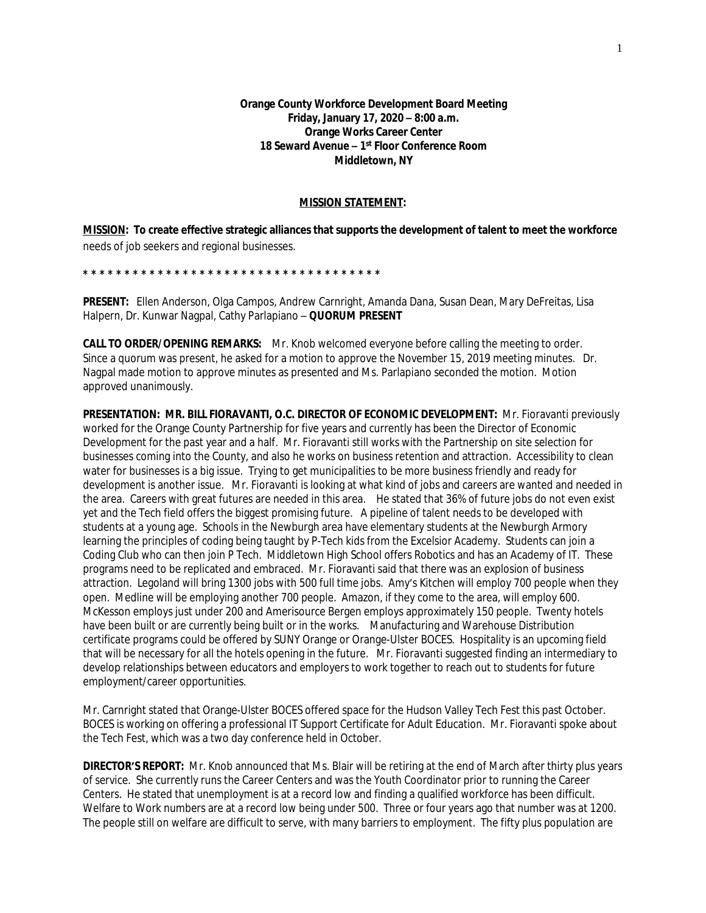**Orange County Workforce Development Board Meeting**
**Friday, January 17, 2020 – 8:00 a.m.**
**Orange Works Career Center**
**18 Seward Avenue – 1st Floor Conference Room**
**Middletown, NY**

**MISSION STATEMENT:**

**MISSION: To create effective strategic alliances that supports the development of talent to meet the workforce** needs of job seekers and regional businesses.

**\* \* \* \* \* \* \* \* \* \* \* \* \* \* \* \* \* \* \* \* \* \* \* \* \* \* \* \* \* \* \* \* \* \* \* \* \* \***

**PRESENT:** Ellen Anderson, Olga Campos, Andrew Carnright, Amanda Dana, Susan Dean, Mary DeFreitas, Lisa Halpern, Dr. Kunwar Nagpal, Cathy Parlapiano – **QUORUM PRESENT**

**CALL TO ORDER/OPENING REMARKS:** Mr. Knob welcomed everyone before calling the meeting to order. Since a quorum was present, he asked for a motion to approve the November 15, 2019 meeting minutes. Dr. Nagpal made motion to approve minutes as presented and Ms. Parlapiano seconded the motion. Motion approved unanimously.

**PRESENTATION: MR. BILL FIORAVANTI, O.C. DIRECTOR OF ECONOMIC DEVELOPMENT:** Mr. Fioravanti previously worked for the Orange County Partnership for five years and currently has been the Director of Economic Development for the past year and a half. Mr. Fioravanti still works with the Partnership on site selection for businesses coming into the County, and also he works on business retention and attraction. Accessibility to clean water for businesses is a big issue. Trying to get municipalities to be more business friendly and ready for development is another issue. Mr. Fioravanti is looking at what kind of jobs and careers are wanted and needed in the area. Careers with great futures are needed in this area. He stated that 36% of future jobs do not even exist yet and the Tech field offers the biggest promising future. A pipeline of talent needs to be developed with students at a young age. Schools in the Newburgh area have elementary students at the Newburgh Armory learning the principles of coding being taught by P-Tech kids from the Excelsior Academy. Students can join a Coding Club who can then join P Tech. Middletown High School offers Robotics and has an Academy of IT. These programs need to be replicated and embraced. Mr. Fioravanti said that there was an explosion of business attraction. Legoland will bring 1300 jobs with 500 full time jobs. Amy's Kitchen will employ 700 people when they open. Medline will be employing another 700 people. Amazon, if they come to the area, will employ 600. McKesson employs just under 200 and Amerisource Bergen employs approximately 150 people. Twenty hotels have been built or are currently being built or in the works. Manufacturing and Warehouse Distribution certificate programs could be offered by SUNY Orange or Orange-Ulster BOCES. Hospitality is an upcoming field that will be necessary for all the hotels opening in the future. Mr. Fioravanti suggested finding an intermediary to develop relationships between educators and employers to work together to reach out to students for future employment/career opportunities.

Mr. Carnright stated that Orange-Ulster BOCES offered space for the Hudson Valley Tech Fest this past October. BOCES is working on offering a professional IT Support Certificate for Adult Education. Mr. Fioravanti spoke about the Tech Fest, which was a two day conference held in October.

**DIRECTOR'S REPORT:** Mr. Knob announced that Ms. Blair will be retiring at the end of March after thirty plus years of service. She currently runs the Career Centers and was the Youth Coordinator prior to running the Career Centers. He stated that unemployment is at a record low and finding a qualified workforce has been difficult. Welfare to Work numbers are at a record low being under 500. Three or four years ago that number was at 1200. The people still on welfare are difficult to serve, with many barriers to employment. The fifty plus population are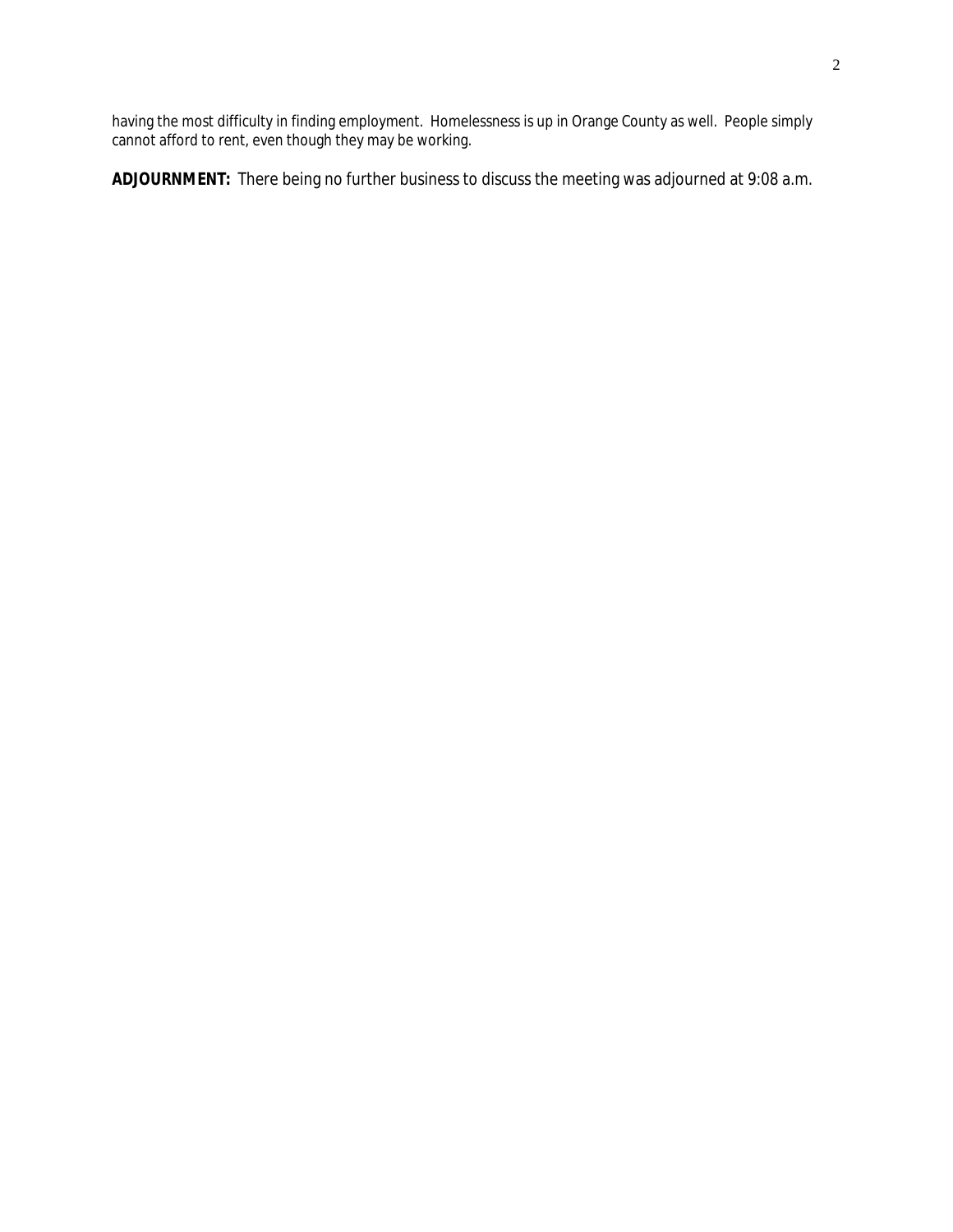having the most difficulty in finding employment. Homelessness is up in Orange County as well. People simply cannot afford to rent, even though they may be working.

**ADJOURNMENT:** There being no further business to discuss the meeting was adjourned at 9:08 a.m.